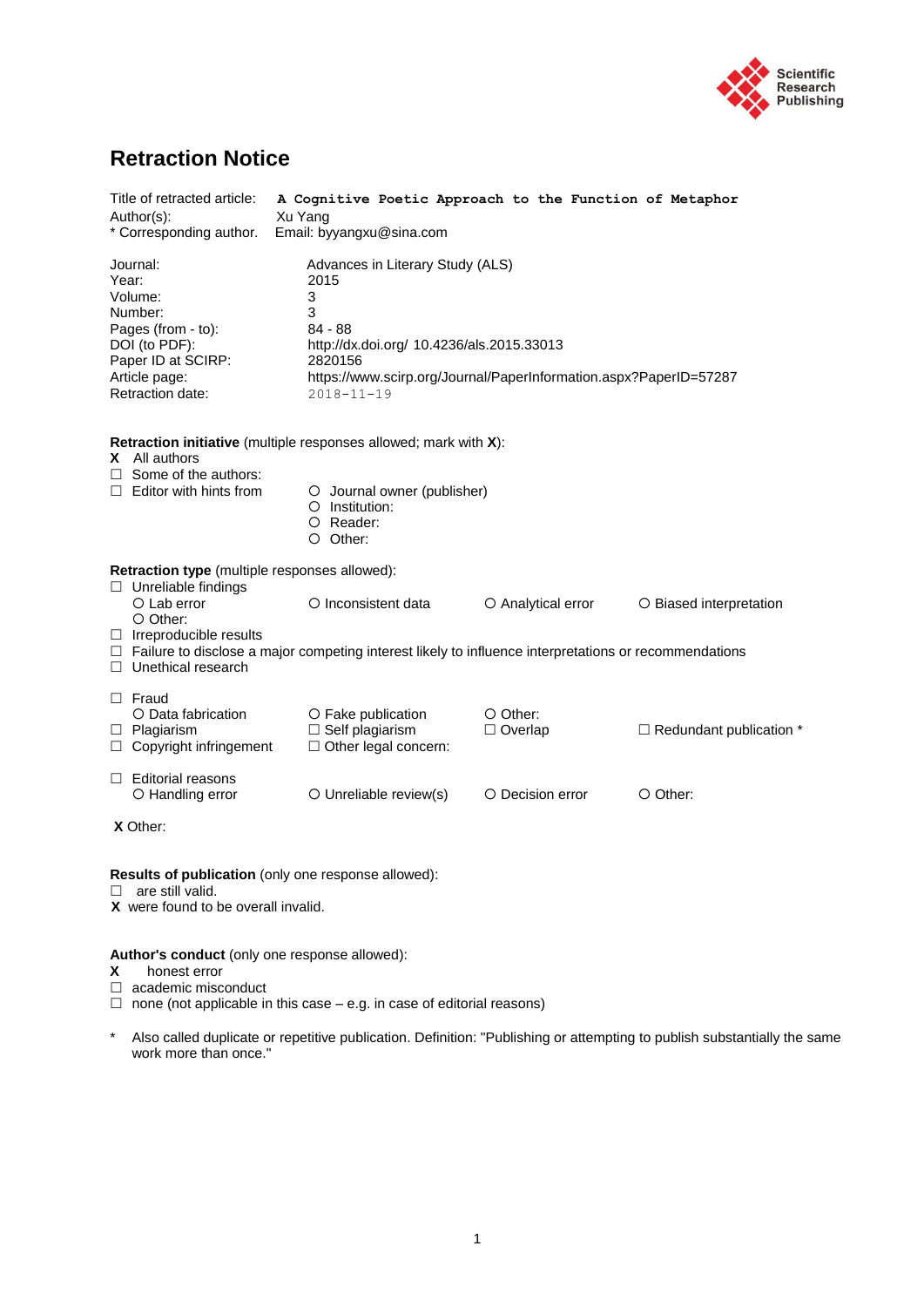Scientific Research Publishing

# Retraction Notice

Title of retracted article: **A Cognitive Poetic Approach to the Function of Metaphor**
Author(s): Xu Yang
* Corresponding author. Email: byyangxu@sina.com

| | |
|---|---|
| Journal: | Advances in Literary Study (ALS) |
| Year: | 2015 |
| Volume: | 3 |
| Number: | 3 |
| Pages (from - to): | 84 - 88 |
| DOI (to PDF): | http://dx.doi.org/ 10.4236/als.2015.33013 |
| Paper ID at SCIRP: | 2820156 |
| Article page: | https://www.scirp.org/Journal/PaperInformation.aspx?PaperID=57287 |
| Retraction date: | 2018-11-19 |

**Retraction initiative** (multiple responses allowed; mark with **X**):

**X** All authors
☐ Some of the authors:
☐ Editor with hints from
- ○ Journal owner (publisher)
- ○ Institution:
- ○ Reader:
- ○ Other:

**Retraction type** (multiple responses allowed):

☐ Unreliable findings
- ○ Lab error ○ Inconsistent data ○ Analytical error ○ Biased interpretation
- ○ Other:

☐ Irreproducible results
☐ Failure to disclose a major competing interest likely to influence interpretations or recommendations
☐ Unethical research

☐ Fraud
- ○ Data fabrication ○ Fake publication ○ Other:

☐ Plagiarism ☐ Self plagiarism ☐ Overlap ☐ Redundant publication *
☐ Copyright infringement ☐ Other legal concern:

☐ Editorial reasons
- ○ Handling error ○ Unreliable review(s) ○ Decision error ○ Other:

**X** Other:

**Results of publication** (only one response allowed):

☐ are still valid.
**X** were found to be overall invalid.

**Author's conduct** (only one response allowed):

**X** honest error
☐ academic misconduct
☐ none (not applicable in this case – e.g. in case of editorial reasons)

* Also called duplicate or repetitive publication. Definition: "Publishing or attempting to publish substantially the same work more than once."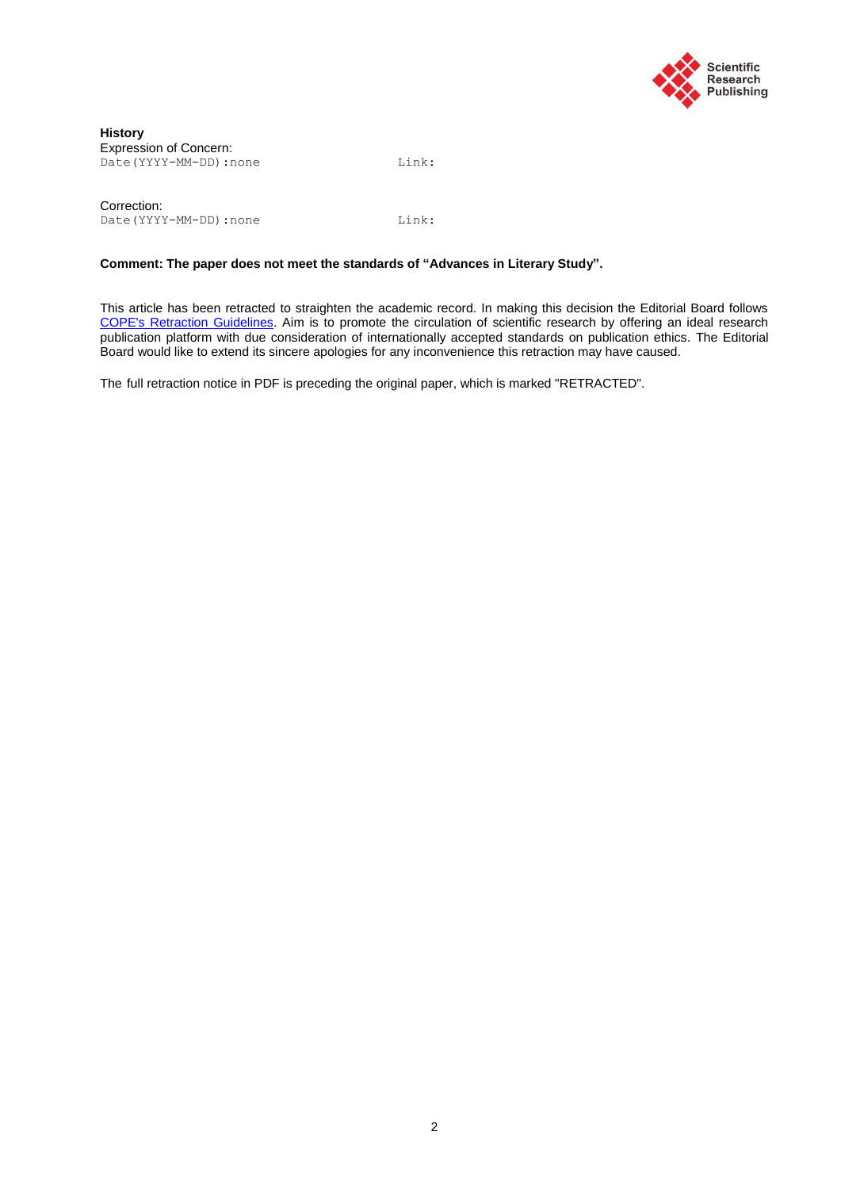**History**

Expression of Concern:
Date(YYYY-MM-DD):none Link:

Correction:
Date(YYYY-MM-DD):none Link:

**Comment: The paper does not meet the standards of "Advances in Literary Study".**

This article has been retracted to straighten the academic record. In making this decision the Editorial Board follows COPE's Retraction Guidelines. Aim is to promote the circulation of scientific research by offering an ideal research publication platform with due consideration of internationally accepted standards on publication ethics. The Editorial Board would like to extend its sincere apologies for any inconvenience this retraction may have caused.

The full retraction notice in PDF is preceding the original paper, which is marked "RETRACTED".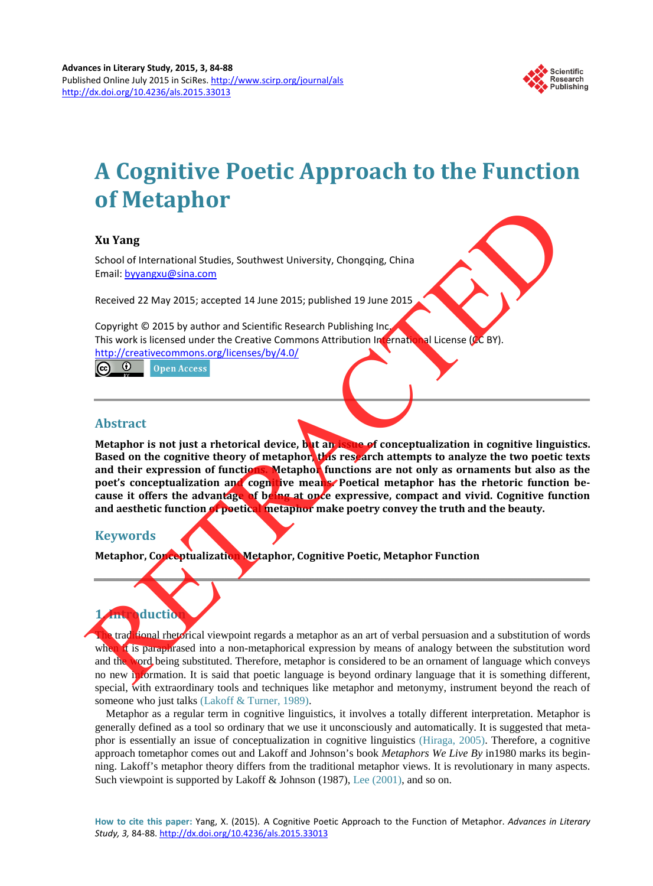# A Cognitive Poetic Approach to the Function of Metaphor

**Xu Yang**

School of International Studies, Southwest University, Chongqing, China
Email: byyangxu@sina.com

Received 22 May 2015; accepted 14 June 2015; published 19 June 2015

Copyright © 2015 by author and Scientific Research Publishing Inc.
This work is licensed under the Creative Commons Attribution International License (CC BY).
http://creativecommons.org/licenses/by/4.0/

Open Access

RETRACTED

## Abstract

**Metaphor is not just a rhetorical device, but an issue of conceptualization in cognitive linguistics. Based on the cognitive theory of metaphor, this research attempts to analyze the two poetic texts and their expression of functions. Metaphor functions are not only as ornaments but also as the poet's conceptualization and cognitive means. Poetical metaphor has the rhetoric function because it offers the advantage of being at once expressive, compact and vivid. Cognitive function and aesthetic function of poetical metaphor make poetry convey the truth and the beauty.**

## Keywords

**Metaphor, Conceptualization Metaphor, Cognitive Poetic, Metaphor Function**

## 1. Introduction

The traditional rhetorical viewpoint regards a metaphor as an art of verbal persuasion and a substitution of words when it is paraphrased into a non-metaphorical expression by means of analogy between the substitution word and the word being substituted. Therefore, metaphor is considered to be an ornament of language which conveys no new information. It is said that poetic language is beyond ordinary language that it is something different, special, with extraordinary tools and techniques like metaphor and metonymy, instrument beyond the reach of someone who just talks (Lakoff & Turner, 1989).

Metaphor as a regular term in cognitive linguistics, it involves a totally different interpretation. Metaphor is generally defined as a tool so ordinary that we use it unconsciously and automatically. It is suggested that metaphor is essentially an issue of conceptualization in cognitive linguistics (Hiraga, 2005). Therefore, a cognitive approach tometaphor comes out and Lakoff and Johnson's book *Metaphors We Live By* in1980 marks its beginning. Lakoff's metaphor theory differs from the traditional metaphor views. It is revolutionary in many aspects. Such viewpoint is supported by Lakoff & Johnson (1987), Lee (2001), and so on.

**How to cite this paper:** Yang, X. (2015). A Cognitive Poetic Approach to the Function of Metaphor. *Advances in Literary Study, 3,* 84-88. http://dx.doi.org/10.4236/als.2015.33013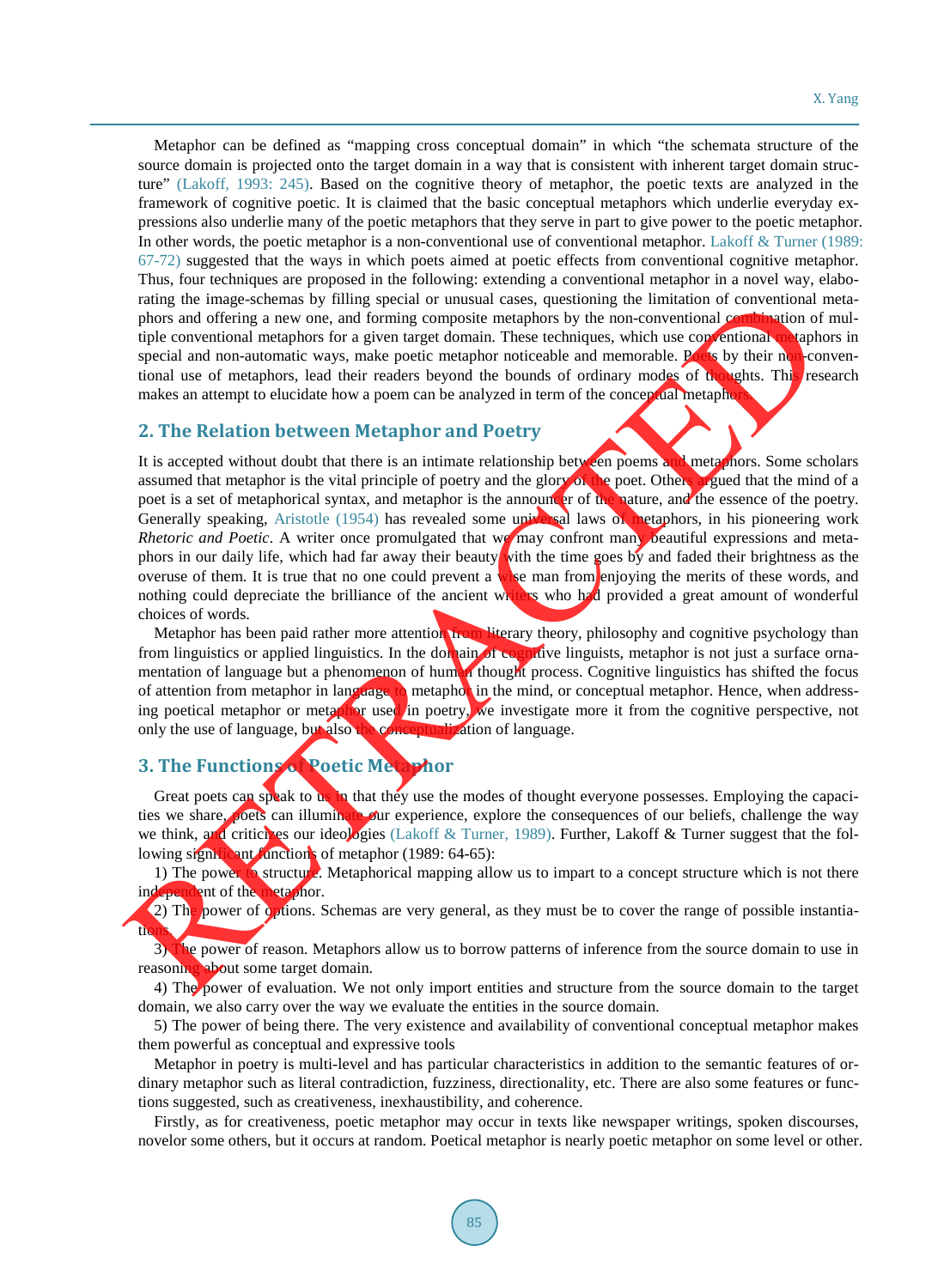Metaphor can be defined as "mapping cross conceptual domain" in which "the schemata structure of the source domain is projected onto the target domain in a way that is consistent with inherent target domain structure" (Lakoff, 1993: 245). Based on the cognitive theory of metaphor, the poetic texts are analyzed in the framework of cognitive poetic. It is claimed that the basic conceptual metaphors which underlie everyday expressions also underlie many of the poetic metaphors that they serve in part to give power to the poetic metaphor. In other words, the poetic metaphor is a non-conventional use of conventional metaphor. Lakoff & Turner (1989: 67-72) suggested that the ways in which poets aimed at poetic effects from conventional cognitive metaphor. Thus, four techniques are proposed in the following: extending a conventional metaphor in a novel way, elaborating the image-schemas by filling special or unusual cases, questioning the limitation of conventional metaphors and offering a new one, and forming composite metaphors by the non-conventional combination of multiple conventional metaphors for a given target domain. These techniques, which use conventional metaphors in special and non-automatic ways, make poetic metaphor noticeable and memorable. Poets by their non-conventional use of metaphors, lead their readers beyond the bounds of ordinary modes of thoughts. This research makes an attempt to elucidate how a poem can be analyzed in term of the conceptual metaphors.

## 2. The Relation between Metaphor and Poetry

It is accepted without doubt that there is an intimate relationship between poems and metaphors. Some scholars assumed that metaphor is the vital principle of poetry and the glory of the poet. Others argued that the mind of a poet is a set of metaphorical syntax, and metaphor is the announcer of the nature, and the essence of the poetry. Generally speaking, Aristotle (1954) has revealed some universal laws of metaphors, in his pioneering work *Rhetoric and Poetic*. A writer once promulgated that we may confront many beautiful expressions and metaphors in our daily life, which had far away their beauty with the time goes by and faded their brightness as the overuse of them. It is true that no one could prevent a wise man from enjoying the merits of these words, and nothing could depreciate the brilliance of the ancient writers who had provided a great amount of wonderful choices of words.

Metaphor has been paid rather more attention from literary theory, philosophy and cognitive psychology than from linguistics or applied linguistics. In the domain of cognitive linguists, metaphor is not just a surface ornamentation of language but a phenomenon of human thought process. Cognitive linguistics has shifted the focus of attention from metaphor in language to metaphor in the mind, or conceptual metaphor. Hence, when addressing poetical metaphor or metaphor used in poetry, we investigate more it from the cognitive perspective, not only the use of language, but also the conceptualization of language.

## 3. The Functions of Poetic Metaphor

Great poets can speak to us in that they use the modes of thought everyone possesses. Employing the capacities we share, poets can illuminate our experience, explore the consequences of our beliefs, challenge the way we think, and criticizes our ideologies (Lakoff & Turner, 1989). Further, Lakoff & Turner suggest that the following significant functions of metaphor (1989: 64-65):

1) The power to structure. Metaphorical mapping allow us to impart to a concept structure which is not there independent of the metaphor.

2) The power of options. Schemas are very general, as they must be to cover the range of possible instantiations.

3) The power of reason. Metaphors allow us to borrow patterns of inference from the source domain to use in reasoning about some target domain.

4) The power of evaluation. We not only import entities and structure from the source domain to the target domain, we also carry over the way we evaluate the entities in the source domain.

5) The power of being there. The very existence and availability of conventional conceptual metaphor makes them powerful as conceptual and expressive tools

Metaphor in poetry is multi-level and has particular characteristics in addition to the semantic features of ordinary metaphor such as literal contradiction, fuzziness, directionality, etc. There are also some features or functions suggested, such as creativeness, inexhaustibility, and coherence.

Firstly, as for creativeness, poetic metaphor may occur in texts like newspaper writings, spoken discourses, novelor some others, but it occurs at random. Poetical metaphor is nearly poetic metaphor on some level or other.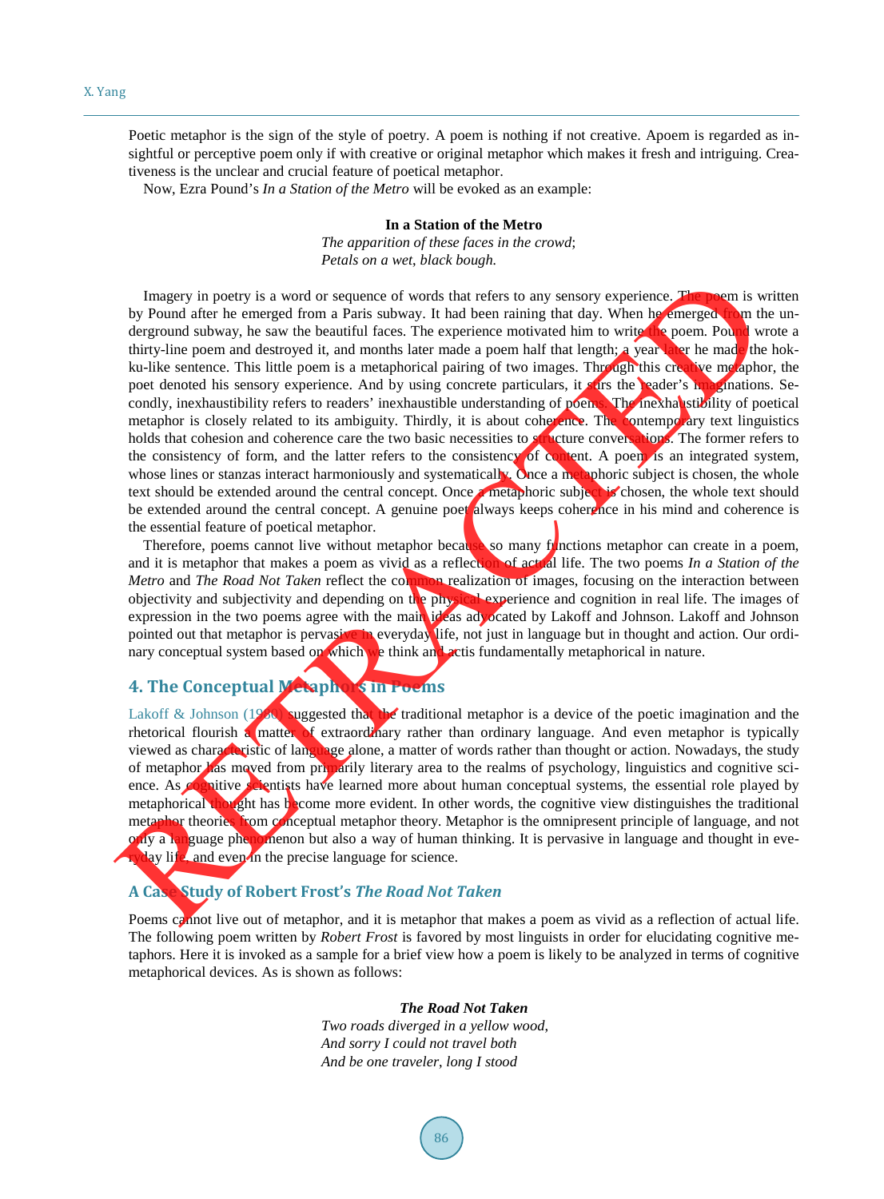Poetic metaphor is the sign of the style of poetry. A poem is nothing if not creative. Apoem is regarded as insightful or perceptive poem only if with creative or original metaphor which makes it fresh and intriguing. Creativeness is the unclear and crucial feature of poetical metaphor.

Now, Ezra Pound's *In a Station of the Metro* will be evoked as an example:

**In a Station of the Metro**
*The apparition of these faces in the crowd*;
*Petals on a wet, black bough.*

Imagery in poetry is a word or sequence of words that refers to any sensory experience. The poem is written by Pound after he emerged from a Paris subway. It had been raining that day. When he emerged from the underground subway, he saw the beautiful faces. The experience motivated him to write the poem. Pound wrote a thirty-line poem and destroyed it, and months later made a poem half that length; a year later he made the hokku-like sentence. This little poem is a metaphorical pairing of two images. Through this creative metaphor, the poet denoted his sensory experience. And by using concrete particulars, it stirs the reader's imaginations. Secondly, inexhaustibility refers to readers' inexhaustible understanding of poems. The inexhaustibility of poetical metaphor is closely related to its ambiguity. Thirdly, it is about coherence. The contemporary text linguistics holds that cohesion and coherence care the two basic necessities to structure conversations. The former refers to the consistency of form, and the latter refers to the consistency of content. A poem is an integrated system, whose lines or stanzas interact harmoniously and systematically. Once a metaphoric subject is chosen, the whole text should be extended around the central concept. Once a metaphoric subject is chosen, the whole text should be extended around the central concept. A genuine poet always keeps coherence in his mind and coherence is the essential feature of poetical metaphor.

Therefore, poems cannot live without metaphor because so many functions metaphor can create in a poem, and it is metaphor that makes a poem as vivid as a reflection of actual life. The two poems *In a Station of the Metro* and *The Road Not Taken* reflect the common realization of images, focusing on the interaction between objectivity and subjectivity and depending on the physical experience and cognition in real life. The images of expression in the two poems agree with the main ideas advocated by Lakoff and Johnson. Lakoff and Johnson pointed out that metaphor is pervasive in everyday life, not just in language but in thought and action. Our ordinary conceptual system based on which we think and actis fundamentally metaphorical in nature.

## 4. The Conceptual Metaphors in Poems

Lakoff & Johnson (1980) suggested that the traditional metaphor is a device of the poetic imagination and the rhetorical flourish a matter of extraordinary rather than ordinary language. And even metaphor is typically viewed as characteristic of language alone, a matter of words rather than thought or action. Nowadays, the study of metaphor has moved from primarily literary area to the realms of psychology, linguistics and cognitive science. As cognitive scientists have learned more about human conceptual systems, the essential role played by metaphorical thought has become more evident. In other words, the cognitive view distinguishes the traditional metaphor theories from conceptual metaphor theory. Metaphor is the omnipresent principle of language, and not only a language phenomenon but also a way of human thinking. It is pervasive in language and thought in everyday life, and even in the precise language for science.

### A Case Study of Robert Frost's *The Road Not Taken*

Poems cannot live out of metaphor, and it is metaphor that makes a poem as vivid as a reflection of actual life. The following poem written by *Robert Frost* is favored by most linguists in order for elucidating cognitive metaphors. Here it is invoked as a sample for a brief view how a poem is likely to be analyzed in terms of cognitive metaphorical devices. As is shown as follows:

***The Road Not Taken***
*Two roads diverged in a yellow wood,*
*And sorry I could not travel both*
*And be one traveler, long I stood*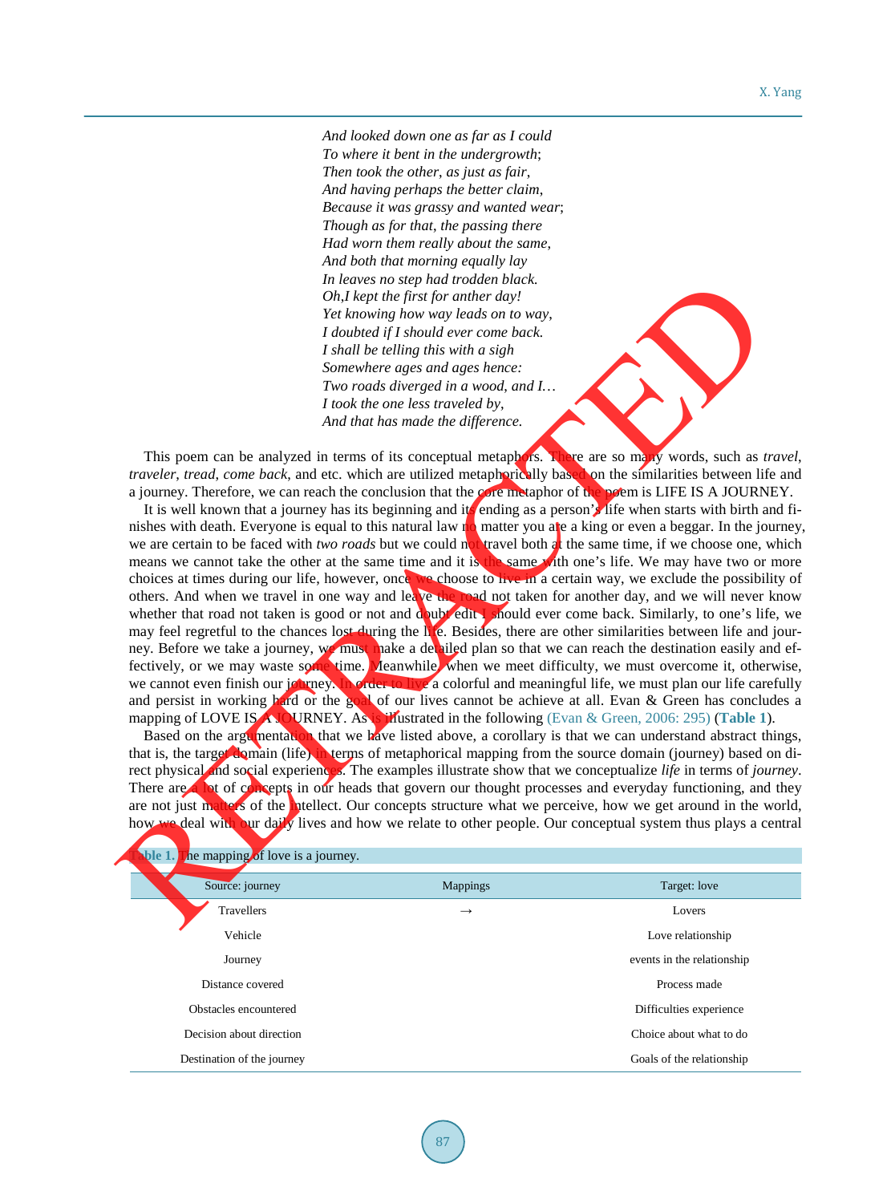*And looked down one as far as I could*
*To where it bent in the undergrowth*;
*Then took the other*, *as just as fair*,
*And having perhaps the better claim*,
*Because it was grassy and wanted wear*;
*Though as for that*, *the passing there*
*Had worn them really about the same*,
*And both that morning equally lay*
*In leaves no step had trodden black.*
*Oh,I kept the first for anther day!*
*Yet knowing how way leads on to way*,
*I doubted if I should ever come back.*
*I shall be telling this with a sigh*
*Somewhere ages and ages hence:*
*Two roads diverged in a wood*, *and I…*
*I took the one less traveled by*,
*And that has made the difference.*

This poem can be analyzed in terms of its conceptual metaphors. There are so many words, such as *travel*, *traveler*, *tread*, *come back*, and etc. which are utilized metaphorically based on the similarities between life and a journey. Therefore, we can reach the conclusion that the core metaphor of the poem is LIFE IS A JOURNEY.

It is well known that a journey has its beginning and its ending as a person's life when starts with birth and finishes with death. Everyone is equal to this natural law no matter you are a king or even a beggar. In the journey, we are certain to be faced with *two roads* but we could not travel both at the same time, if we choose one, which means we cannot take the other at the same time and it is the same with one's life. We may have two or more choices at times during our life, however, once we choose to live in a certain way, we exclude the possibility of others. And when we travel in one way and leave the road not taken for another day, and we will never know whether that road not taken is good or not and doubt edit I should ever come back. Similarly, to one's life, we may feel regretful to the chances lost during the life. Besides, there are other similarities between life and journey. Before we take a journey, we must make a detailed plan so that we can reach the destination easily and effectively, or we may waste some time. Meanwhile, when we meet difficulty, we must overcome it, otherwise, we cannot even finish our journey. In order to live a colorful and meaningful life, we must plan our life carefully and persist in working hard or the goal of our lives cannot be achieve at all. Evan & Green has concludes a mapping of LOVE IS A JOURNEY. As is illustrated in the following (Evan & Green, 2006: 295) (**Table 1**).

Based on the argumentation that we have listed above, a corollary is that we can understand abstract things, that is, the target domain (life) in terms of metaphorical mapping from the source domain (journey) based on direct physical and social experiences. The examples illustrate show that we conceptualize *life* in terms of *journey*. There are a lot of concepts in our heads that govern our thought processes and everyday functioning, and they are not just matters of the intellect. Our concepts structure what we perceive, how we get around in the world, how we deal with our daily lives and how we relate to other people. Our conceptual system thus plays a central

**Table 1.** The mapping of love is a journey.

| Source: journey | Mappings | Target: love |
|---|---|---|
| Travellers | → | Lovers |
| Vehicle | | Love relationship |
| Journey | | events in the relationship |
| Distance covered | | Process made |
| Obstacles encountered | | Difficulties experience |
| Decision about direction | | Choice about what to do |
| Destination of the journey | | Goals of the relationship |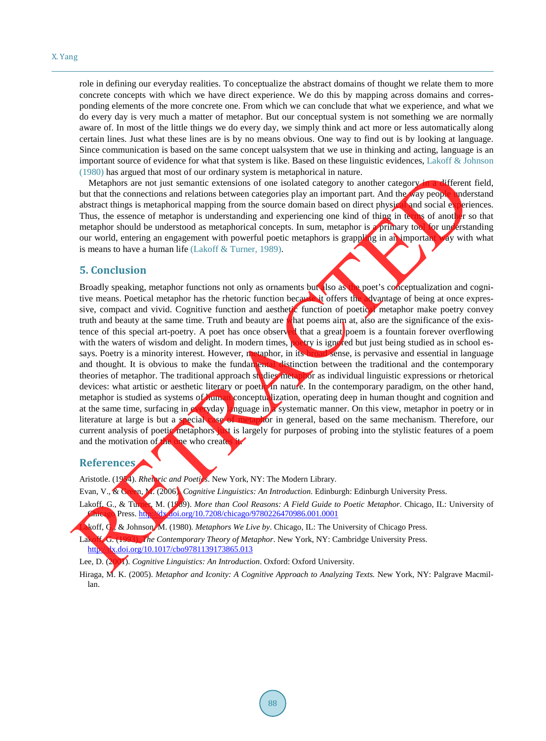role in defining our everyday realities. To conceptualize the abstract domains of thought we relate them to more concrete concepts with which we have direct experience. We do this by mapping across domains and corresponding elements of the more concrete one. From which we can conclude that what we experience, and what we do every day is very much a matter of metaphor. But our conceptual system is not something we are normally aware of. In most of the little things we do every day, we simply think and act more or less automatically along certain lines. Just what these lines are is by no means obvious. One way to find out is by looking at language. Since communication is based on the same concept ualsystem that we use in thinking and acting, language is an important source of evidence for what that system is like. Based on these linguistic evidences, Lakoff & Johnson (1980) has argued that most of our ordinary system is metaphorical in nature.

Metaphors are not just semantic extensions of one isolated category to another category in a different field, but that the connections and relations between categories play an important part. And the way people understand abstract things is metaphorical mapping from the source domain based on direct physical and social experiences. Thus, the essence of metaphor is understanding and experiencing one kind of thing in terms of another so that metaphor should be understood as metaphorical concepts. In sum, metaphor is a primary tool for understanding our world, entering an engagement with powerful poetic metaphors is grappling in an important way with what is means to have a human life (Lakoff & Turner, 1989).

## 5. Conclusion

Broadly speaking, metaphor functions not only as ornaments but also as the poet's conceptualization and cognitive means. Poetical metaphor has the rhetoric function because it offers the advantage of being at once expressive, compact and vivid. Cognitive function and aesthetic function of poetical metaphor make poetry convey truth and beauty at the same time. Truth and beauty are what poems aim at, also are the significance of the existence of this special art-poetry. A poet has once observed that a great poem is a fountain forever overflowing with the waters of wisdom and delight. In modern times, poetry is ignored but just being studied as in school essays. Poetry is a minority interest. However, metaphor, in its broad sense, is pervasive and essential in language and thought. It is obvious to make the fundamental distinction between the traditional and the contemporary theories of metaphor. The traditional approach studies metaphor as individual linguistic expressions or rhetorical devices: what artistic or aesthetic literary or poetic in nature. In the contemporary paradigm, on the other hand, metaphor is studied as systems of human conceptualization, operating deep in human thought and cognition and at the same time, surfacing in everyday language in a systematic manner. On this view, metaphor in poetry or in literature at large is but a special case of metaphor in general, based on the same mechanism. Therefore, our current analysis of poetic metaphors just is largely for purposes of probing into the stylistic features of a poem and the motivation of the one who creates it.

## References

Aristotle. (1954). *Rhetoric and Poetics*. New York, NY: The Modern Library.

Evan, V., & Green, M. (2006). *Cognitive Linguistics: An Introduction*. Edinburgh: Edinburgh University Press.

Lakoff, G., & Turner, M. (1989). *More than Cool Reasons: A Field Guide to Poetic Metaphor*. Chicago, IL: University of Chicago Press. http://dx.doi.org/10.7208/chicago/9780226470986.001.0001

Lakoff, G., & Johnson, M. (1980). *Metaphors We Live by*. Chicago, IL: The University of Chicago Press.

Lakoff, G. (1993). *The Contemporary Theory of Metaphor*. New York, NY: Cambridge University Press. http://dx.doi.org/10.1017/cbo9781139173865.013

Lee, D. (2001). *Cognitive Linguistics: An Introduction*. Oxford: Oxford University.

Hiraga, M. K. (2005). *Metaphor and Iconity: A Cognitive Approach to Analyzing Texts.* New York, NY: Palgrave Macmillan.